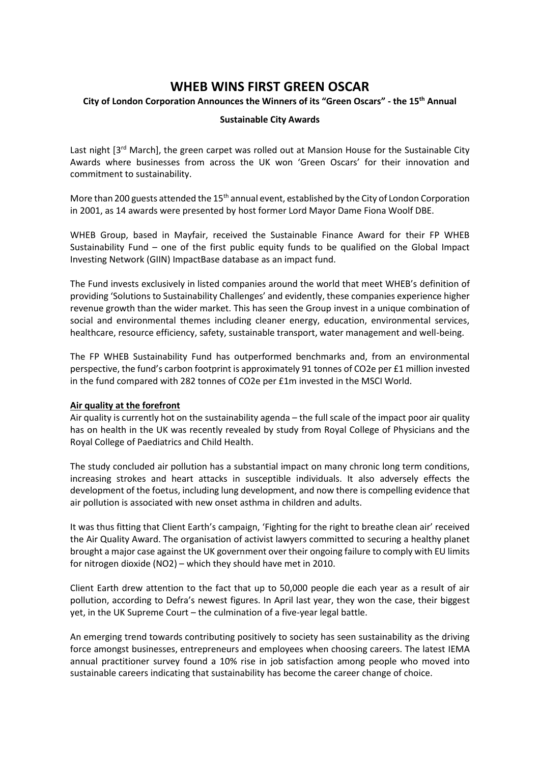# WHEB WINS FIRST GREEN OSCAR

**City of London Corporation Announces the Winners of its "Green Oscars" - the 15th Annual Sustainable City Awards**

Last night [3rd March], the green carpet was rolled out at Mansion House for the Sustainable City Awards where businesses from across the UK won 'Green Oscars' for their innovation and commitment to sustainability.

More than 200 guests attended the 15th annual event, established by the City of London Corporation in 2001, as 14 awards were presented by host former Lord Mayor Dame Fiona Woolf DBE.

WHEB Group, based in Mayfair, received the Sustainable Finance Award for their FP WHEB Sustainability Fund – one of the first public equity funds to be qualified on the Global Impact Investing Network (GIIN) ImpactBase database as an impact fund.

The Fund invests exclusively in listed companies around the world that meet WHEB's definition of providing 'Solutions to Sustainability Challenges' and evidently, these companies experience higher revenue growth than the wider market. This has seen the Group invest in a unique combination of social and environmental themes including cleaner energy, education, environmental services, healthcare, resource efficiency, safety, sustainable transport, water management and well-being.

The FP WHEB Sustainability Fund has outperformed benchmarks and, from an environmental perspective, the fund's carbon footprint is approximately 91 tonnes of $CO_2e$ per £1 million invested in the fund compared with 282 tonnes of $CO_2e$ per £1m invested in the MSCI World.

**Air quality at the forefront**

Air quality is currently hot on the sustainability agenda – the full scale of the impact poor air quality has on health in the UK was recently revealed by study from Royal College of Physicians and the Royal College of Paediatrics and Child Health.

The study concluded air pollution has a substantial impact on many chronic long term conditions, increasing strokes and heart attacks in susceptible individuals. It also adversely effects the development of the foetus, including lung development, and now there is compelling evidence that air pollution is associated with new onset asthma in children and adults.

It was thus fitting that Client Earth's campaign, 'Fighting for the right to breathe clean air' received the Air Quality Award. The organisation of activist lawyers committed to securing a healthy planet brought a major case against the UK government over their ongoing failure to comply with EU limits for nitrogen dioxide ($NO_2$) – which they should have met in 2010.

Client Earth drew attention to the fact that up to 50,000 people die each year as a result of air pollution, according to Defra's newest figures. In April last year, they won the case, their biggest yet, in the UK Supreme Court – the culmination of a five-year legal battle.

An emerging trend towards contributing positively to society has seen sustainability as the driving force amongst businesses, entrepreneurs and employees when choosing careers. The latest IEMA annual practitioner survey found a 10% rise in job satisfaction among people who moved into sustainable careers indicating that sustainability has become the career change of choice.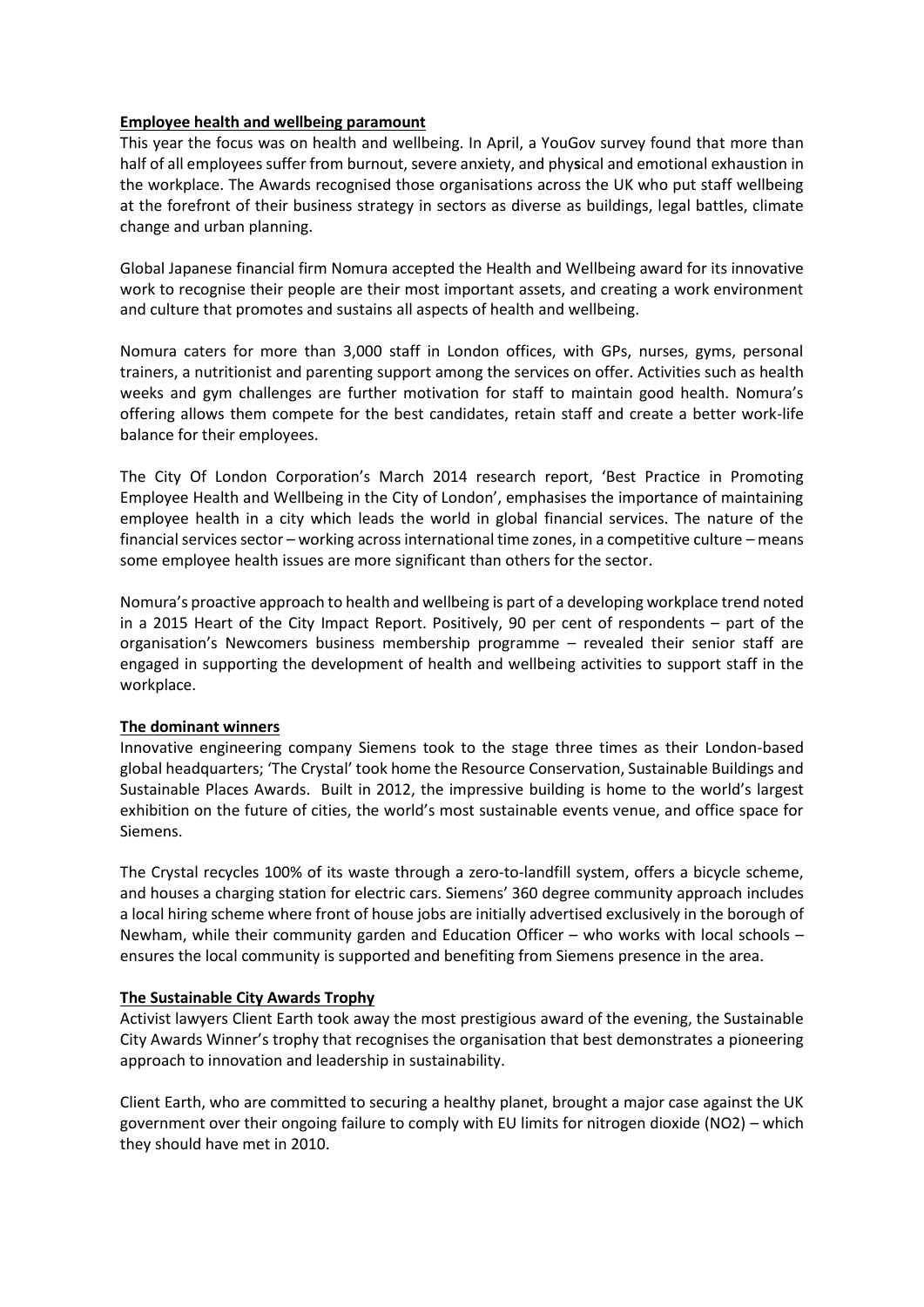**Employee health and wellbeing paramount**

This year the focus was on health and wellbeing. In April, a YouGov survey found that more than half of all employees suffer from burnout, severe anxiety, and physical and emotional exhaustion in the workplace. The Awards recognised those organisations across the UK who put staff wellbeing at the forefront of their business strategy in sectors as diverse as buildings, legal battles, climate change and urban planning.

Global Japanese financial firm Nomura accepted the Health and Wellbeing award for its innovative work to recognise their people are their most important assets, and creating a work environment and culture that promotes and sustains all aspects of health and wellbeing.

Nomura caters for more than 3,000 staff in London offices, with GPs, nurses, gyms, personal trainers, a nutritionist and parenting support among the services on offer. Activities such as health weeks and gym challenges are further motivation for staff to maintain good health. Nomura's offering allows them compete for the best candidates, retain staff and create a better work-life balance for their employees.

The City Of London Corporation's March 2014 research report, 'Best Practice in Promoting Employee Health and Wellbeing in the City of London', emphasises the importance of maintaining employee health in a city which leads the world in global financial services. The nature of the financial services sector – working across international time zones, in a competitive culture – means some employee health issues are more significant than others for the sector.

Nomura's proactive approach to health and wellbeing is part of a developing workplace trend noted in a 2015 Heart of the City Impact Report. Positively, 90 per cent of respondents – part of the organisation's Newcomers business membership programme – revealed their senior staff are engaged in supporting the development of health and wellbeing activities to support staff in the workplace.

**The dominant winners**

Innovative engineering company Siemens took to the stage three times as their London-based global headquarters; 'The Crystal' took home the Resource Conservation, Sustainable Buildings and Sustainable Places Awards. Built in 2012, the impressive building is home to the world's largest exhibition on the future of cities, the world's most sustainable events venue, and office space for Siemens.

The Crystal recycles 100% of its waste through a zero-to-landfill system, offers a bicycle scheme, and houses a charging station for electric cars. Siemens' 360 degree community approach includes a local hiring scheme where front of house jobs are initially advertised exclusively in the borough of Newham, while their community garden and Education Officer – who works with local schools – ensures the local community is supported and benefiting from Siemens presence in the area.

**The Sustainable City Awards Trophy**

Activist lawyers Client Earth took away the most prestigious award of the evening, the Sustainable City Awards Winner's trophy that recognises the organisation that best demonstrates a pioneering approach to innovation and leadership in sustainability.

Client Earth, who are committed to securing a healthy planet, brought a major case against the UK government over their ongoing failure to comply with EU limits for nitrogen dioxide ($NO_2$) – which they should have met in 2010.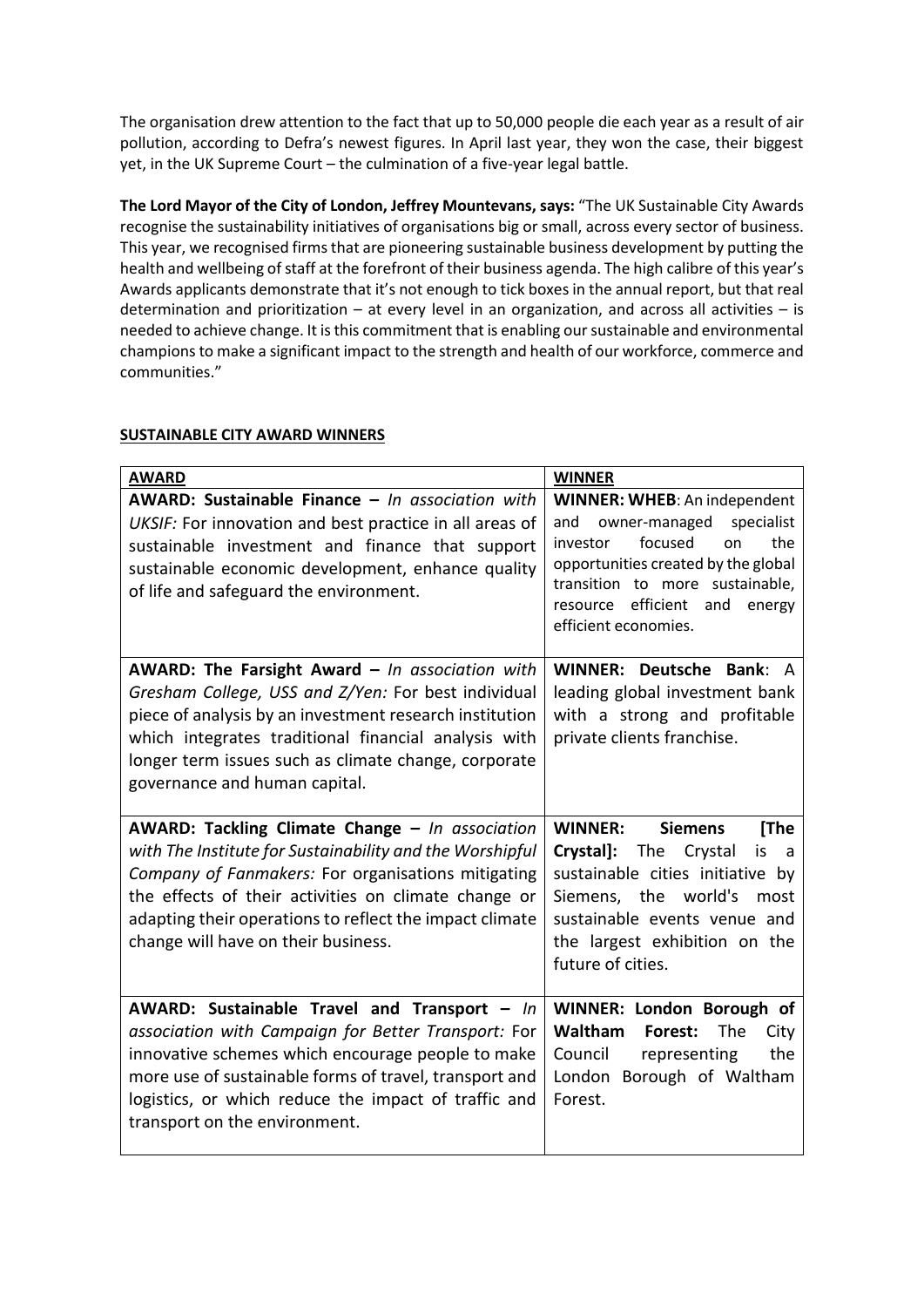The organisation drew attention to the fact that up to 50,000 people die each year as a result of air pollution, according to Defra's newest figures. In April last year, they won the case, their biggest yet, in the UK Supreme Court – the culmination of a five-year legal battle.

**The Lord Mayor of the City of London, Jeffrey Mountevans, says:** "The UK Sustainable City Awards recognise the sustainability initiatives of organisations big or small, across every sector of business. This year, we recognised firms that are pioneering sustainable business development by putting the health and wellbeing of staff at the forefront of their business agenda. The high calibre of this year's Awards applicants demonstrate that it's not enough to tick boxes in the annual report, but that real determination and prioritization – at every level in an organization, and across all activities – is needed to achieve change. It is this commitment that is enabling our sustainable and environmental champions to make a significant impact to the strength and health of our workforce, commerce and communities."

## SUSTAINABLE CITY AWARD WINNERS

| AWARD | WINNER |
| --- | --- |
| **AWARD: Sustainable Finance –** *In association with UKSIF:* For innovation and best practice in all areas of sustainable investment and finance that support sustainable economic development, enhance quality of life and safeguard the environment. | **WINNER: WHEB**: An independent and owner-managed specialist investor focused on the opportunities created by the global transition to more sustainable, resource efficient and energy efficient economies. |
| **AWARD: The Farsight Award –** *In association with Gresham College, USS and Z/Yen:* For best individual piece of analysis by an investment research institution which integrates traditional financial analysis with longer term issues such as climate change, corporate governance and human capital. | **WINNER: Deutsche Bank**: A leading global investment bank with a strong and profitable private clients franchise. |
| **AWARD: Tackling Climate Change –** *In association with The Institute for Sustainability and the Worshipful Company of Fanmakers:* For organisations mitigating the effects of their activities on climate change or adapting their operations to reflect the impact climate change will have on their business. | **WINNER: Siemens [The Crystal]:** The Crystal is a sustainable cities initiative by Siemens, the world's most sustainable events venue and the largest exhibition on the future of cities. |
| **AWARD: Sustainable Travel and Transport –** *In association with Campaign for Better Transport:* For innovative schemes which encourage people to make more use of sustainable forms of travel, transport and logistics, or which reduce the impact of traffic and transport on the environment. | **WINNER: London Borough of Waltham Forest:** The City Council representing the London Borough of Waltham Forest. |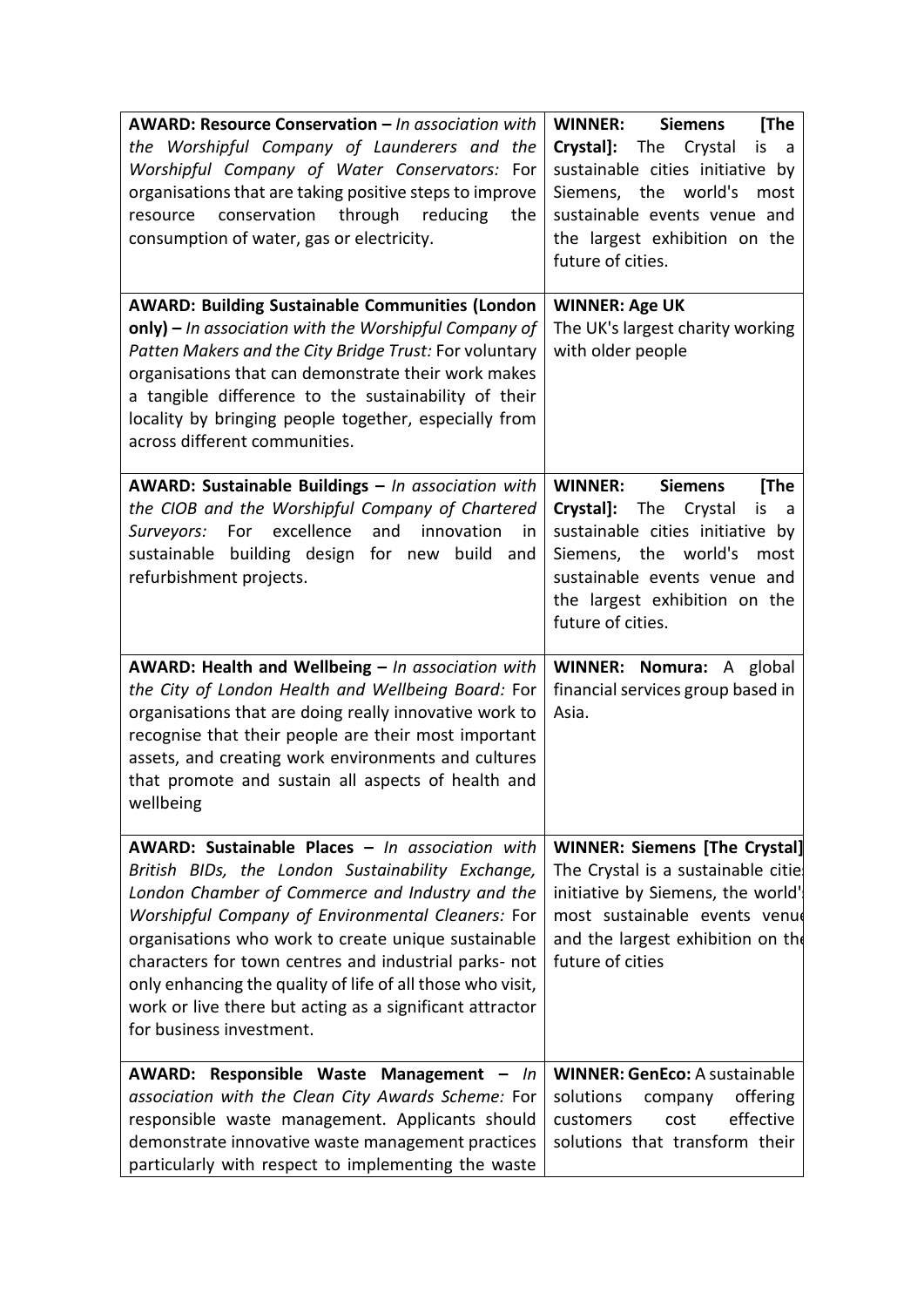| | |
|---|---|
| **AWARD: Resource Conservation –** *In association with the Worshipful Company of Launderers and the Worshipful Company of Water Conservators:* For organisations that are taking positive steps to improve resource conservation through reducing the consumption of water, gas or electricity. | **WINNER: Siemens [The Crystal]:** The Crystal is a sustainable cities initiative by Siemens, the world's most sustainable events venue and the largest exhibition on the future of cities. |
| **AWARD: Building Sustainable Communities (London only) –** *In association with the Worshipful Company of Patten Makers and the City Bridge Trust:* For voluntary organisations that can demonstrate their work makes a tangible difference to the sustainability of their locality by bringing people together, especially from across different communities. | **WINNER: Age UK** The UK's largest charity working with older people |
| **AWARD: Sustainable Buildings –** *In association with the CIOB and the Worshipful Company of Chartered Surveyors:* For excellence and innovation in sustainable building design for new build and refurbishment projects. | **WINNER: Siemens [The Crystal]:** The Crystal is a sustainable cities initiative by Siemens, the world's most sustainable events venue and the largest exhibition on the future of cities. |
| **AWARD: Health and Wellbeing –** *In association with the City of London Health and Wellbeing Board:* For organisations that are doing really innovative work to recognise that their people are their most important assets, and creating work environments and cultures that promote and sustain all aspects of health and wellbeing | **WINNER: Nomura:** A global financial services group based in Asia. |
| **AWARD: Sustainable Places –** *In association with British BIDs, the London Sustainability Exchange, London Chamber of Commerce and Industry and the Worshipful Company of Environmental Cleaners:* For organisations who work to create unique sustainable characters for town centres and industrial parks- not only enhancing the quality of life of all those who visit, work or live there but acting as a significant attractor for business investment. | **WINNER: Siemens [The Crystal]** The Crystal is a sustainable cities initiative by Siemens, the world's most sustainable events venue and the largest exhibition on the future of cities |
| **AWARD: Responsible Waste Management –** *In association with the Clean City Awards Scheme:* For responsible waste management. Applicants should demonstrate innovative waste management practices particularly with respect to implementing the waste | **WINNER: GenEco:** A sustainable solutions company offering customers cost effective solutions that transform their |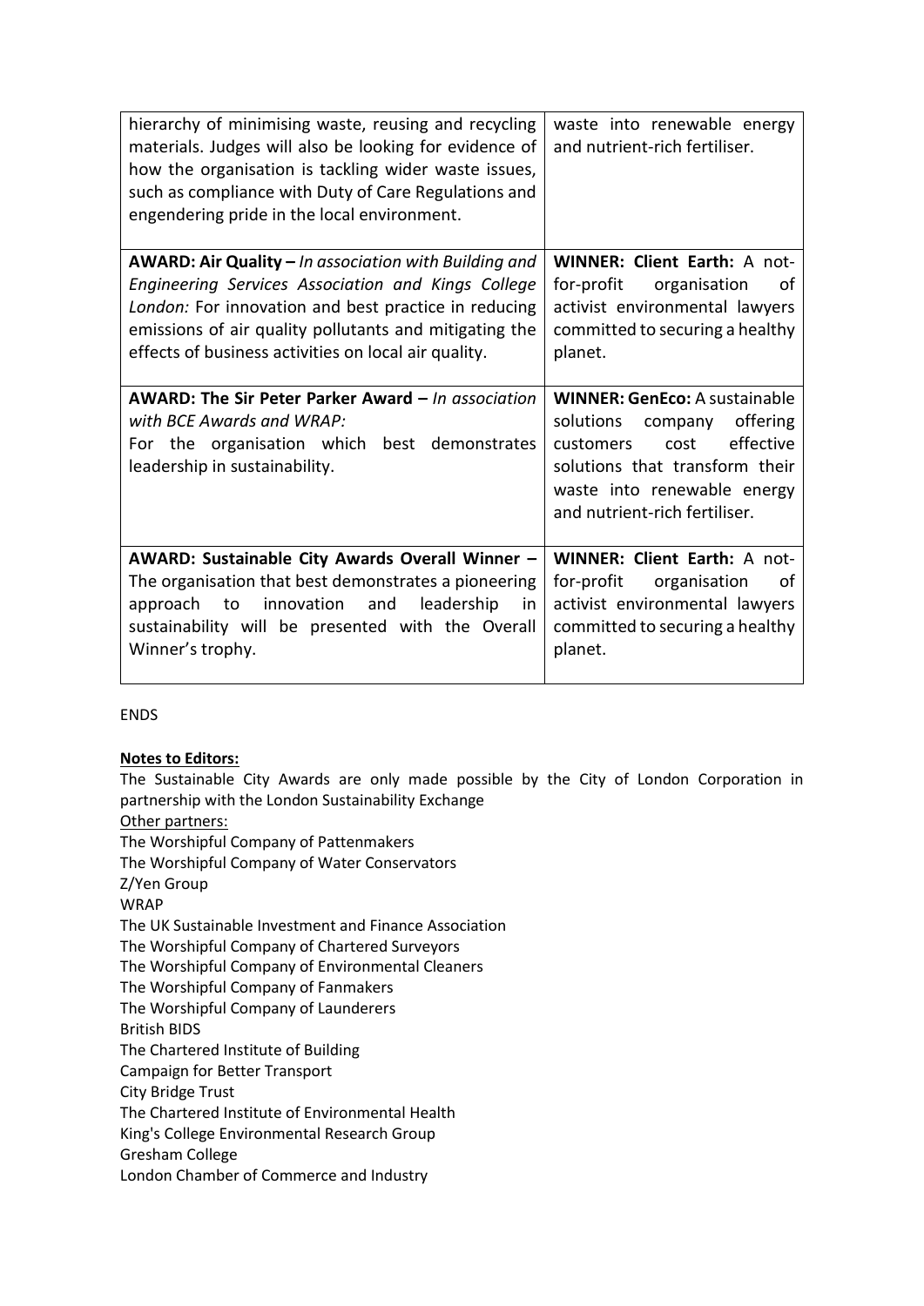| | |
|---|---|
| hierarchy of minimising waste, reusing and recycling materials. Judges will also be looking for evidence of how the organisation is tackling wider waste issues, such as compliance with Duty of Care Regulations and engendering pride in the local environment. | waste into renewable energy and nutrient-rich fertiliser. |
| **AWARD: Air Quality –** *In association with Building and Engineering Services Association and Kings College London:* For innovation and best practice in reducing emissions of air quality pollutants and mitigating the effects of business activities on local air quality. | **WINNER: Client Earth:** A not-for-profit organisation of activist environmental lawyers committed to securing a healthy planet. |
| **AWARD: The Sir Peter Parker Award –** *In association with BCE Awards and WRAP:* For the organisation which best demonstrates leadership in sustainability. | **WINNER: GenEco:** A sustainable solutions company offering customers cost effective solutions that transform their waste into renewable energy and nutrient-rich fertiliser. |
| **AWARD: Sustainable City Awards Overall Winner –** The organisation that best demonstrates a pioneering approach to innovation and leadership in sustainability will be presented with the Overall Winner's trophy. | **WINNER: Client Earth:** A not-for-profit organisation of activist environmental lawyers committed to securing a healthy planet. |

ENDS

**Notes to Editors:**

The Sustainable City Awards are only made possible by the City of London Corporation in partnership with the London Sustainability Exchange

Other partners:

The Worshipful Company of Pattenmakers
The Worshipful Company of Water Conservators
Z/Yen Group
WRAP
The UK Sustainable Investment and Finance Association
The Worshipful Company of Chartered Surveyors
The Worshipful Company of Environmental Cleaners
The Worshipful Company of Fanmakers
The Worshipful Company of Launderers
British BIDS
The Chartered Institute of Building
Campaign for Better Transport
City Bridge Trust
The Chartered Institute of Environmental Health
King's College Environmental Research Group
Gresham College
London Chamber of Commerce and Industry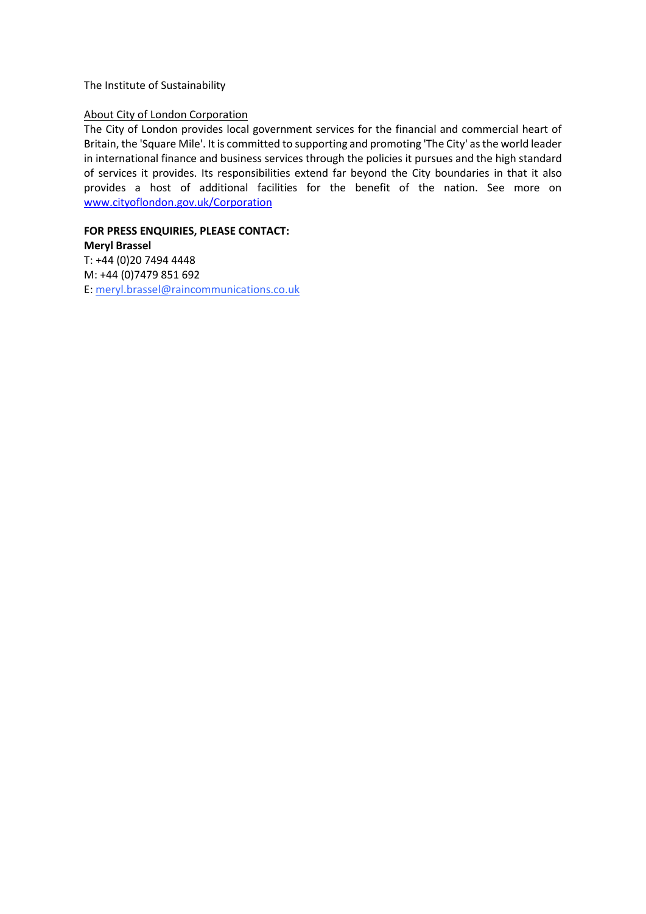The Institute of Sustainability

About City of London Corporation

The City of London provides local government services for the financial and commercial heart of Britain, the 'Square Mile'. It is committed to supporting and promoting 'The City' as the world leader in international finance and business services through the policies it pursues and the high standard of services it provides. Its responsibilities extend far beyond the City boundaries in that it also provides a host of additional facilities for the benefit of the nation. See more on [www.cityoflondon.gov.uk/Corporation](http://www.cityoflondon.gov.uk/Corporation)

**FOR PRESS ENQUIRIES, PLEASE CONTACT:**
**Meryl Brassel**
T: +44 (0)20 7494 4448
M: +44 (0)7479 851 692
E: [meryl.brassel@raincommunications.co.uk](mailto:meryl.brassel@raincommunications.co.uk)